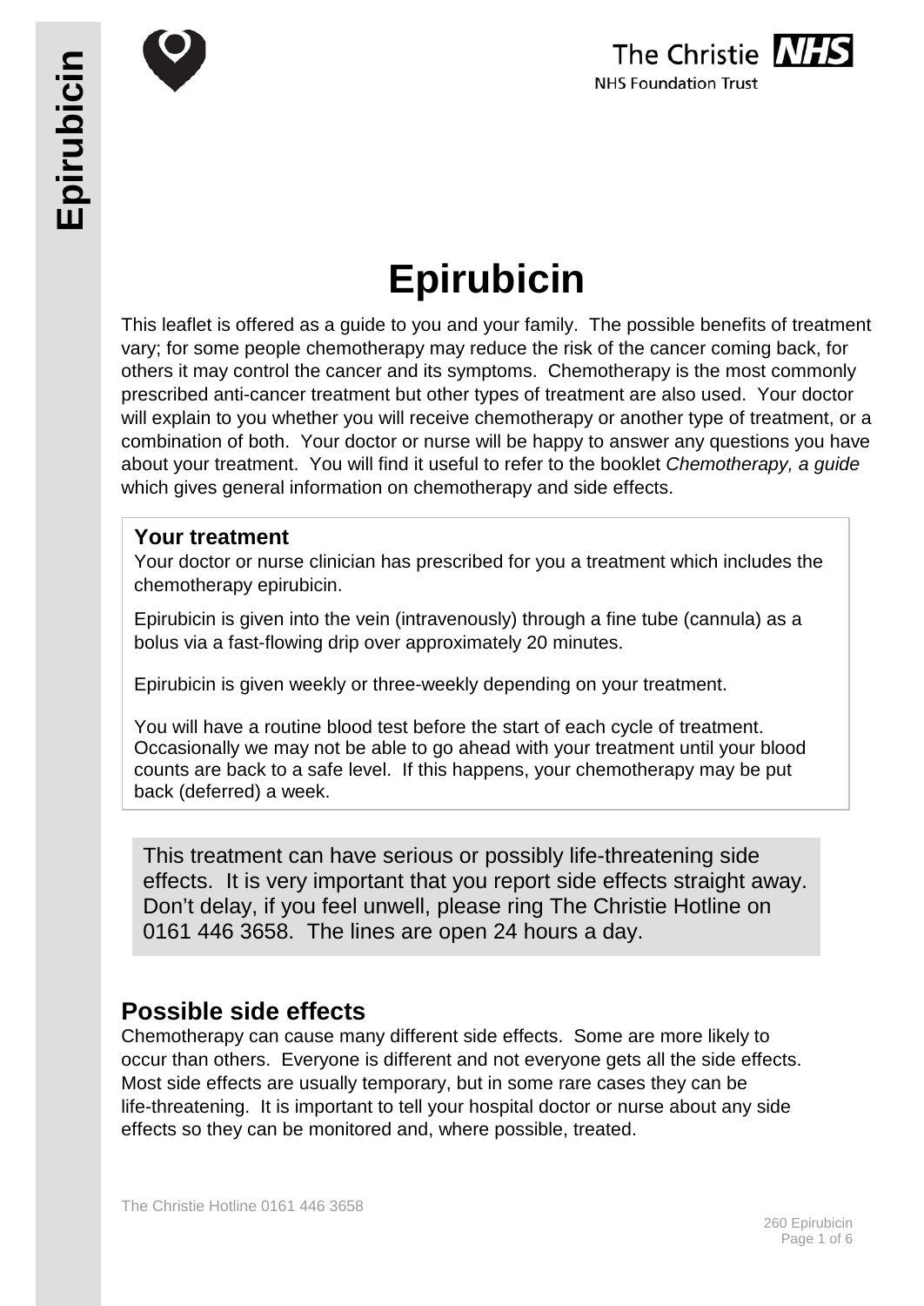# Epirubicin

This leaflet is offered as a guide to you and your family. The possible benefits of treatment vary; for some people chemotherapy may reduce the risk of the cancer coming back, for others it may control the cancer and its symptoms. Chemotherapy is the most commonly prescribed anti-cancer treatment but other types of treatment are also used. Your doctor will explain to you whether you will receive chemotherapy or another type of treatment, or a combination of both. Your doctor or nurse will be happy to answer any questions you have about your treatment. You will find it useful to refer to the booklet *Chemotherapy, a guide* which gives general information on chemotherapy and side effects.

### Your treatment

Your doctor or nurse clinician has prescribed for you a treatment which includes the chemotherapy epirubicin.

Epirubicin is given into the vein (intravenously) through a fine tube (cannula) as a bolus via a fast-flowing drip over approximately 20 minutes.

Epirubicin is given weekly or three-weekly depending on your treatment.

You will have a routine blood test before the start of each cycle of treatment. Occasionally we may not be able to go ahead with your treatment until your blood counts are back to a safe level. If this happens, your chemotherapy may be put back (deferred) a week.

This treatment can have serious or possibly life-threatening side effects. It is very important that you report side effects straight away. Don't delay, if you feel unwell, please ring The Christie Hotline on 0161 446 3658. The lines are open 24 hours a day.

## Possible side effects

Chemotherapy can cause many different side effects. Some are more likely to occur than others. Everyone is different and not everyone gets all the side effects. Most side effects are usually temporary, but in some rare cases they can be life-threatening. It is important to tell your hospital doctor or nurse about any side effects so they can be monitored and, where possible, treated.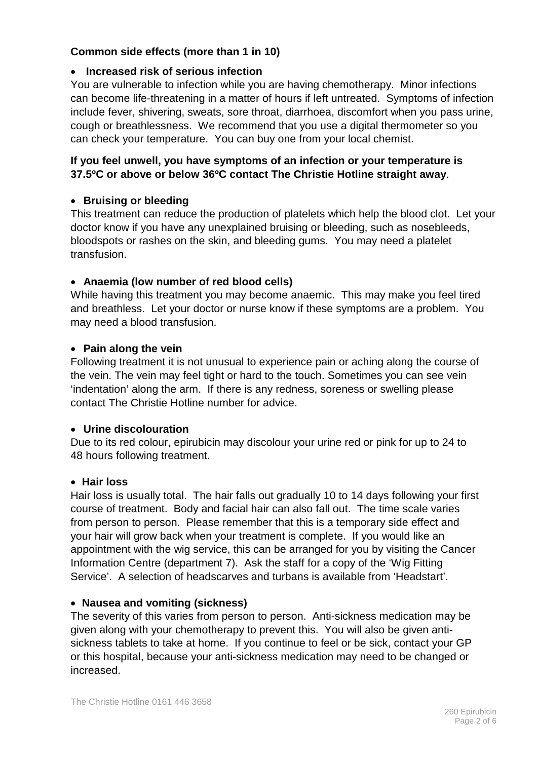**Common side effects (more than 1 in 10)**

- **Increased risk of serious infection**

You are vulnerable to infection while you are having chemotherapy. Minor infections can become life-threatening in a matter of hours if left untreated. Symptoms of infection include fever, shivering, sweats, sore throat, diarrhoea, discomfort when you pass urine, cough or breathlessness. We recommend that you use a digital thermometer so you can check your temperature. You can buy one from your local chemist.

**If you feel unwell, you have symptoms of an infection or your temperature is 37.5ºC or above or below 36ºC contact The Christie Hotline straight away**.

- **Bruising or bleeding**

This treatment can reduce the production of platelets which help the blood clot. Let your doctor know if you have any unexplained bruising or bleeding, such as nosebleeds, bloodspots or rashes on the skin, and bleeding gums. You may need a platelet transfusion.

- **Anaemia (low number of red blood cells)**

While having this treatment you may become anaemic. This may make you feel tired and breathless. Let your doctor or nurse know if these symptoms are a problem. You may need a blood transfusion.

- **Pain along the vein**

Following treatment it is not unusual to experience pain or aching along the course of the vein. The vein may feel tight or hard to the touch. Sometimes you can see vein 'indentation' along the arm. If there is any redness, soreness or swelling please contact The Christie Hotline number for advice.

- **Urine discolouration**

Due to its red colour, epirubicin may discolour your urine red or pink for up to 24 to 48 hours following treatment.

- **Hair loss**

Hair loss is usually total. The hair falls out gradually 10 to 14 days following your first course of treatment. Body and facial hair can also fall out. The time scale varies from person to person. Please remember that this is a temporary side effect and your hair will grow back when your treatment is complete. If you would like an appointment with the wig service, this can be arranged for you by visiting the Cancer Information Centre (department 7). Ask the staff for a copy of the 'Wig Fitting Service'. A selection of headscarves and turbans is available from 'Headstart'.

- **Nausea and vomiting (sickness)**

The severity of this varies from person to person. Anti-sickness medication may be given along with your chemotherapy to prevent this. You will also be given anti-sickness tablets to take at home. If you continue to feel or be sick, contact your GP or this hospital, because your anti-sickness medication may need to be changed or increased.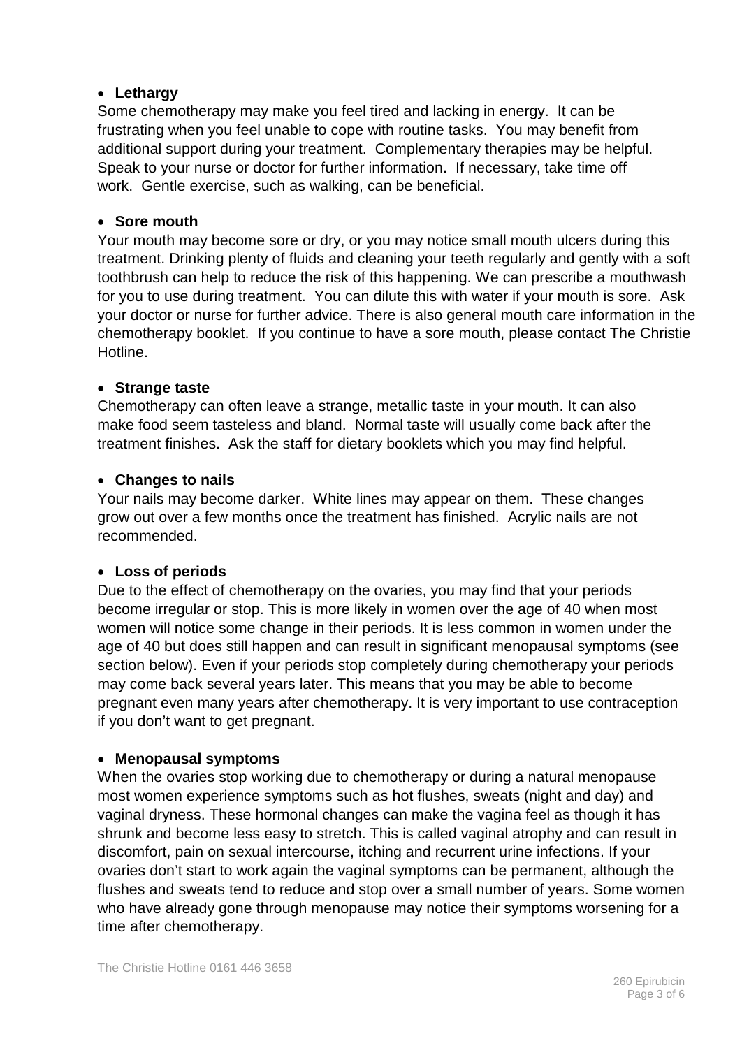- **Lethargy**

Some chemotherapy may make you feel tired and lacking in energy. It can be frustrating when you feel unable to cope with routine tasks. You may benefit from additional support during your treatment. Complementary therapies may be helpful. Speak to your nurse or doctor for further information. If necessary, take time off work. Gentle exercise, such as walking, can be beneficial.

- **Sore mouth**

Your mouth may become sore or dry, or you may notice small mouth ulcers during this treatment. Drinking plenty of fluids and cleaning your teeth regularly and gently with a soft toothbrush can help to reduce the risk of this happening. We can prescribe a mouthwash for you to use during treatment. You can dilute this with water if your mouth is sore. Ask your doctor or nurse for further advice. There is also general mouth care information in the chemotherapy booklet. If you continue to have a sore mouth, please contact The Christie Hotline.

- **Strange taste**

Chemotherapy can often leave a strange, metallic taste in your mouth. It can also make food seem tasteless and bland. Normal taste will usually come back after the treatment finishes. Ask the staff for dietary booklets which you may find helpful.

- **Changes to nails**

Your nails may become darker. White lines may appear on them. These changes grow out over a few months once the treatment has finished. Acrylic nails are not recommended.

- **Loss of periods**

Due to the effect of chemotherapy on the ovaries, you may find that your periods become irregular or stop. This is more likely in women over the age of 40 when most women will notice some change in their periods. It is less common in women under the age of 40 but does still happen and can result in significant menopausal symptoms (see section below). Even if your periods stop completely during chemotherapy your periods may come back several years later. This means that you may be able to become pregnant even many years after chemotherapy. It is very important to use contraception if you don't want to get pregnant.

- **Menopausal symptoms**

When the ovaries stop working due to chemotherapy or during a natural menopause most women experience symptoms such as hot flushes, sweats (night and day) and vaginal dryness. These hormonal changes can make the vagina feel as though it has shrunk and become less easy to stretch. This is called vaginal atrophy and can result in discomfort, pain on sexual intercourse, itching and recurrent urine infections. If your ovaries don't start to work again the vaginal symptoms can be permanent, although the flushes and sweats tend to reduce and stop over a small number of years. Some women who have already gone through menopause may notice their symptoms worsening for a time after chemotherapy.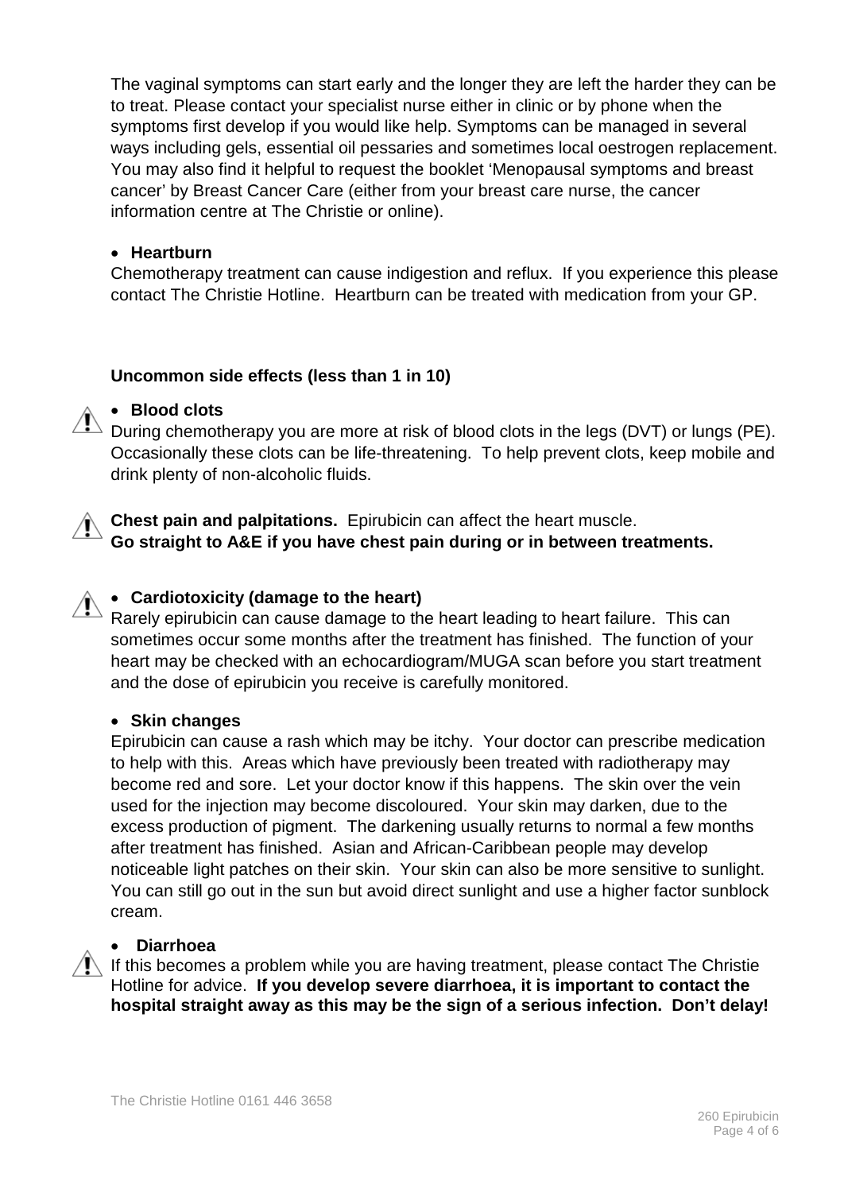The vaginal symptoms can start early and the longer they are left the harder they can be to treat. Please contact your specialist nurse either in clinic or by phone when the symptoms first develop if you would like help. Symptoms can be managed in several ways including gels, essential oil pessaries and sometimes local oestrogen replacement. You may also find it helpful to request the booklet 'Menopausal symptoms and breast cancer' by Breast Cancer Care (either from your breast care nurse, the cancer information centre at The Christie or online).

- **Heartburn**

Chemotherapy treatment can cause indigestion and reflux. If you experience this please contact The Christie Hotline. Heartburn can be treated with medication from your GP.

**Uncommon side effects (less than 1 in 10)**

- **Blood clots**

During chemotherapy you are more at risk of blood clots in the legs (DVT) or lungs (PE). Occasionally these clots can be life-threatening. To help prevent clots, keep mobile and drink plenty of non-alcoholic fluids.

**Chest pain and palpitations.** Epirubicin can affect the heart muscle.
**Go straight to A&E if you have chest pain during or in between treatments.**

- **Cardiotoxicity (damage to the heart)**

Rarely epirubicin can cause damage to the heart leading to heart failure. This can sometimes occur some months after the treatment has finished. The function of your heart may be checked with an echocardiogram/MUGA scan before you start treatment and the dose of epirubicin you receive is carefully monitored.

- **Skin changes**

Epirubicin can cause a rash which may be itchy. Your doctor can prescribe medication to help with this. Areas which have previously been treated with radiotherapy may become red and sore. Let your doctor know if this happens. The skin over the vein used for the injection may become discoloured. Your skin may darken, due to the excess production of pigment. The darkening usually returns to normal a few months after treatment has finished. Asian and African-Caribbean people may develop noticeable light patches on their skin. Your skin can also be more sensitive to sunlight. You can still go out in the sun but avoid direct sunlight and use a higher factor sunblock cream.

- **Diarrhoea**

If this becomes a problem while you are having treatment, please contact The Christie Hotline for advice. **If you develop severe diarrhoea, it is important to contact the hospital straight away as this may be the sign of a serious infection. Don't delay!**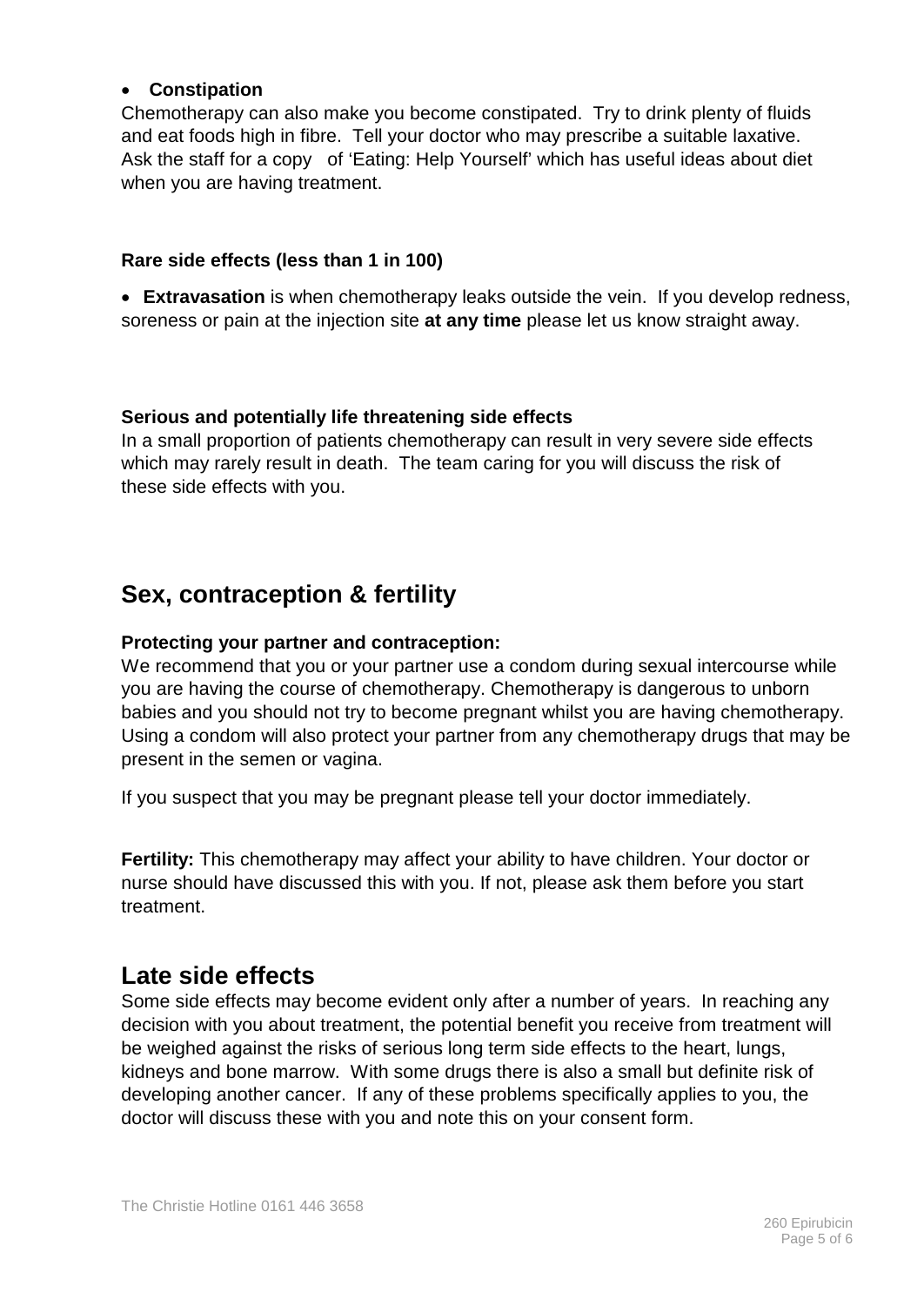- **Constipation**

Chemotherapy can also make you become constipated. Try to drink plenty of fluids and eat foods high in fibre. Tell your doctor who may prescribe a suitable laxative. Ask the staff for a copy of 'Eating: Help Yourself' which has useful ideas about diet when you are having treatment.

**Rare side effects (less than 1 in 100)**

- **Extravasation** is when chemotherapy leaks outside the vein. If you develop redness, soreness or pain at the injection site **at any time** please let us know straight away.

**Serious and potentially life threatening side effects**

In a small proportion of patients chemotherapy can result in very severe side effects which may rarely result in death. The team caring for you will discuss the risk of these side effects with you.

## Sex, contraception & fertility

**Protecting your partner and contraception:**

We recommend that you or your partner use a condom during sexual intercourse while you are having the course of chemotherapy. Chemotherapy is dangerous to unborn babies and you should not try to become pregnant whilst you are having chemotherapy. Using a condom will also protect your partner from any chemotherapy drugs that may be present in the semen or vagina.

If you suspect that you may be pregnant please tell your doctor immediately.

**Fertility:** This chemotherapy may affect your ability to have children. Your doctor or nurse should have discussed this with you. If not, please ask them before you start treatment.

## Late side effects

Some side effects may become evident only after a number of years. In reaching any decision with you about treatment, the potential benefit you receive from treatment will be weighed against the risks of serious long term side effects to the heart, lungs, kidneys and bone marrow. With some drugs there is also a small but definite risk of developing another cancer. If any of these problems specifically applies to you, the doctor will discuss these with you and note this on your consent form.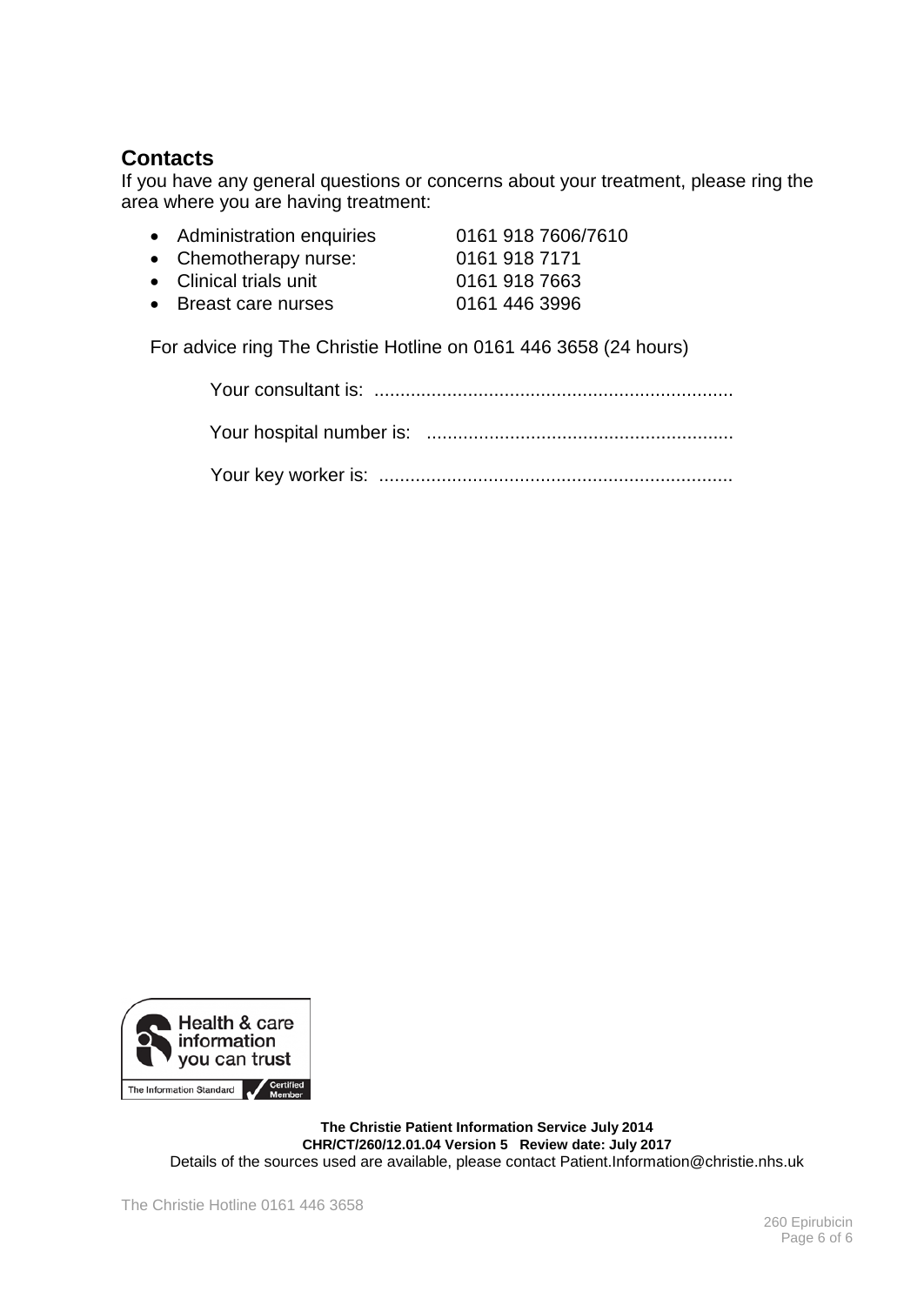## Contacts

If you have any general questions or concerns about your treatment, please ring the area where you are having treatment:

- Administration enquiries 0161 918 7606/7610
- Chemotherapy nurse: 0161 918 7171
- Clinical trials unit 0161 918 7663
- Breast care nurses 0161 446 3996

For advice ring The Christie Hotline on 0161 446 3658 (24 hours)

Your consultant is: ....................................................................

Your hospital number is: ..........................................................

Your key worker is: ...................................................................

Health & care information you can trust

The Information Standard Certified Member

**The Christie Patient Information Service July 2014**
**CHR/CT/260/12.01.04 Version 5 Review date: July 2017**
Details of the sources used are available, please contact Patient.Information@christie.nhs.uk